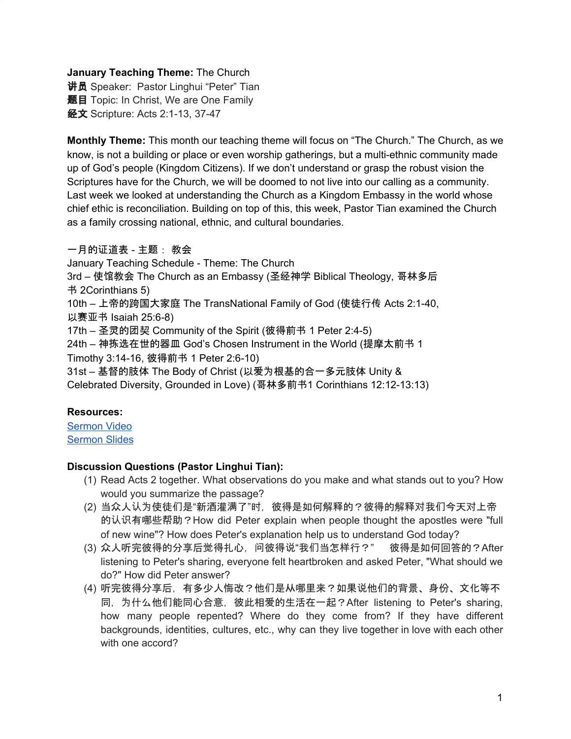**January Teaching Theme:** The Church
**讲员** Speaker: Pastor Linghui "Peter" Tian
**题目** Topic: In Christ, We are One Family
**经文** Scripture: Acts 2:1-13, 37-47

**Monthly Theme:** This month our teaching theme will focus on "The Church." The Church, as we know, is not a building or place or even worship gatherings, but a multi-ethnic community made up of God's people (Kingdom Citizens). If we don't understand or grasp the robust vision the Scriptures have for the Church, we will be doomed to not live into our calling as a community. Last week we looked at understanding the Church as a Kingdom Embassy in the world whose chief ethic is reconciliation. Building on top of this, this week, Pastor Tian examined the Church as a family crossing national, ethnic, and cultural boundaries.

一月的证道表 - 主题： 教会
January Teaching Schedule - Theme: The Church
3rd – 使馆教会 The Church as an Embassy (圣经神学 Biblical Theology, 哥林多后书 2Corinthians 5)
10th – 上帝的跨国大家庭 The TransNational Family of God (使徒行传 Acts 2:1-40, 以赛亚书 Isaiah 25:6-8)
17th – 圣灵的团契 Community of the Spirit (彼得前书 1 Peter 2:4-5)
24th – 神拣选在世的器皿 God's Chosen Instrument in the World (提摩太前书 1 Timothy 3:14-16, 彼得前书 1 Peter 2:6-10)
31st – 基督的肢体 The Body of Christ (以爱为根基的合一多元肢体 Unity & Celebrated Diversity, Grounded in Love) (哥林多前书1 Corinthians 12:12-13:13)

**Resources:**
Sermon Video
Sermon Slides

**Discussion Questions (Pastor Linghui Tian):**

1. Read Acts 2 together. What observations do you make and what stands out to you? How would you summarize the passage?
2. 当众人认为使徒们是"新酒灌满了"时，彼得是如何解释的？彼得的解释对我们今天对上帝的认识有哪些帮助？How did Peter explain when people thought the apostles were "full of new wine"? How does Peter's explanation help us to understand God today?
3. 众人听完彼得的分享后觉得扎心，问彼得说"我们当怎样行？" 彼得是如何回答的？After listening to Peter's sharing, everyone felt heartbroken and asked Peter, "What should we do?" How did Peter answer?
4. 听完彼得分享后，有多少人悔改？他们是从哪里来？如果说他们的背景、身份、文化等不同，为什么他们能同心合意，彼此相爱的生活在一起？After listening to Peter's sharing, how many people repented? Where do they come from? If they have different backgrounds, identities, cultures, etc., why can they live together in love with each other with one accord?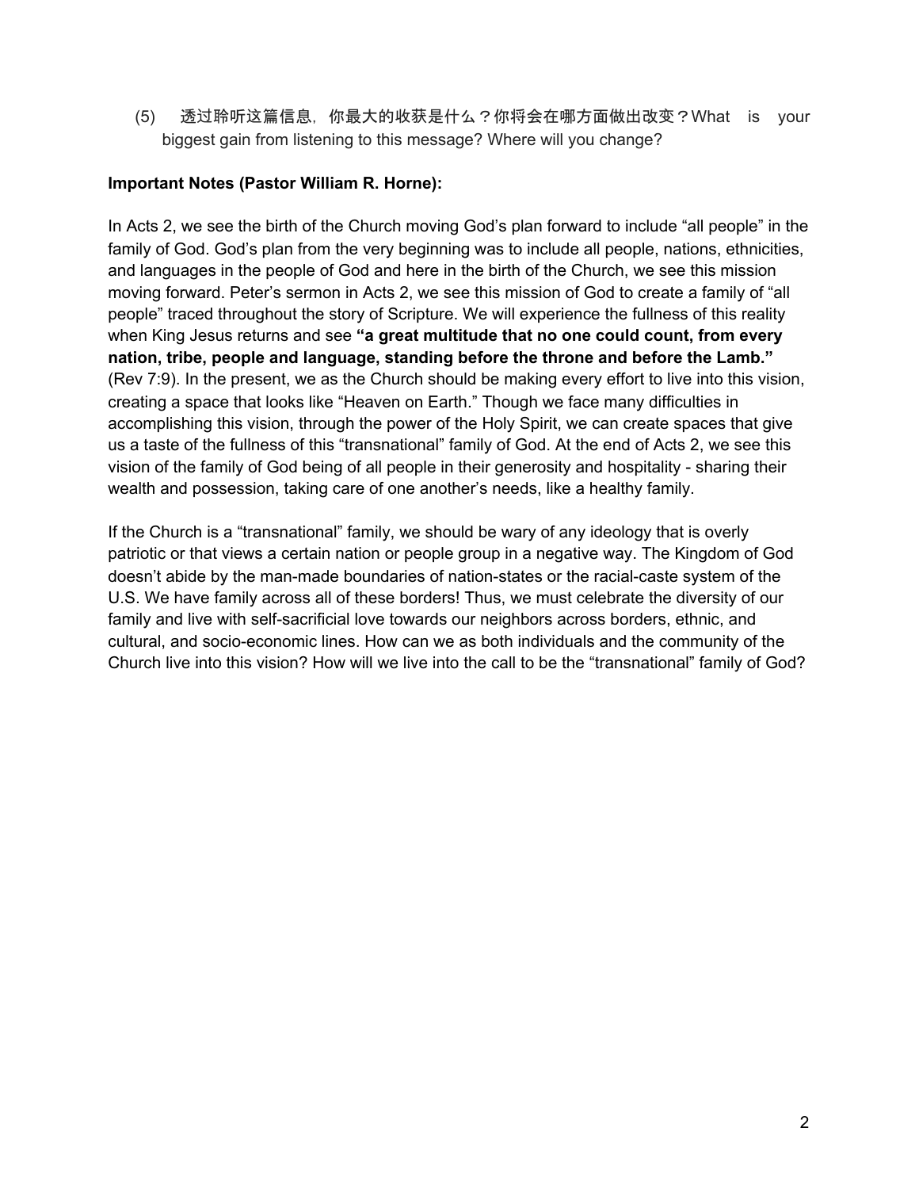(5) 透过聆听这篇信息，你最大的收获是什么？你将会在哪方面做出改变？What is your biggest gain from listening to this message? Where will you change?

**Important Notes (Pastor William R. Horne):**

In Acts 2, we see the birth of the Church moving God's plan forward to include "all people" in the family of God. God's plan from the very beginning was to include all people, nations, ethnicities, and languages in the people of God and here in the birth of the Church, we see this mission moving forward. Peter's sermon in Acts 2, we see this mission of God to create a family of "all people" traced throughout the story of Scripture. We will experience the fullness of this reality when King Jesus returns and see **"a great multitude that no one could count, from every nation, tribe, people and language, standing before the throne and before the Lamb."** (Rev 7:9). In the present, we as the Church should be making every effort to live into this vision, creating a space that looks like "Heaven on Earth." Though we face many difficulties in accomplishing this vision, through the power of the Holy Spirit, we can create spaces that give us a taste of the fullness of this "transnational" family of God. At the end of Acts 2, we see this vision of the family of God being of all people in their generosity and hospitality - sharing their wealth and possession, taking care of one another's needs, like a healthy family.

If the Church is a "transnational" family, we should be wary of any ideology that is overly patriotic or that views a certain nation or people group in a negative way. The Kingdom of God doesn't abide by the man-made boundaries of nation-states or the racial-caste system of the U.S. We have family across all of these borders! Thus, we must celebrate the diversity of our family and live with self-sacrificial love towards our neighbors across borders, ethnic, and cultural, and socio-economic lines. How can we as both individuals and the community of the Church live into this vision? How will we live into the call to be the "transnational" family of God?